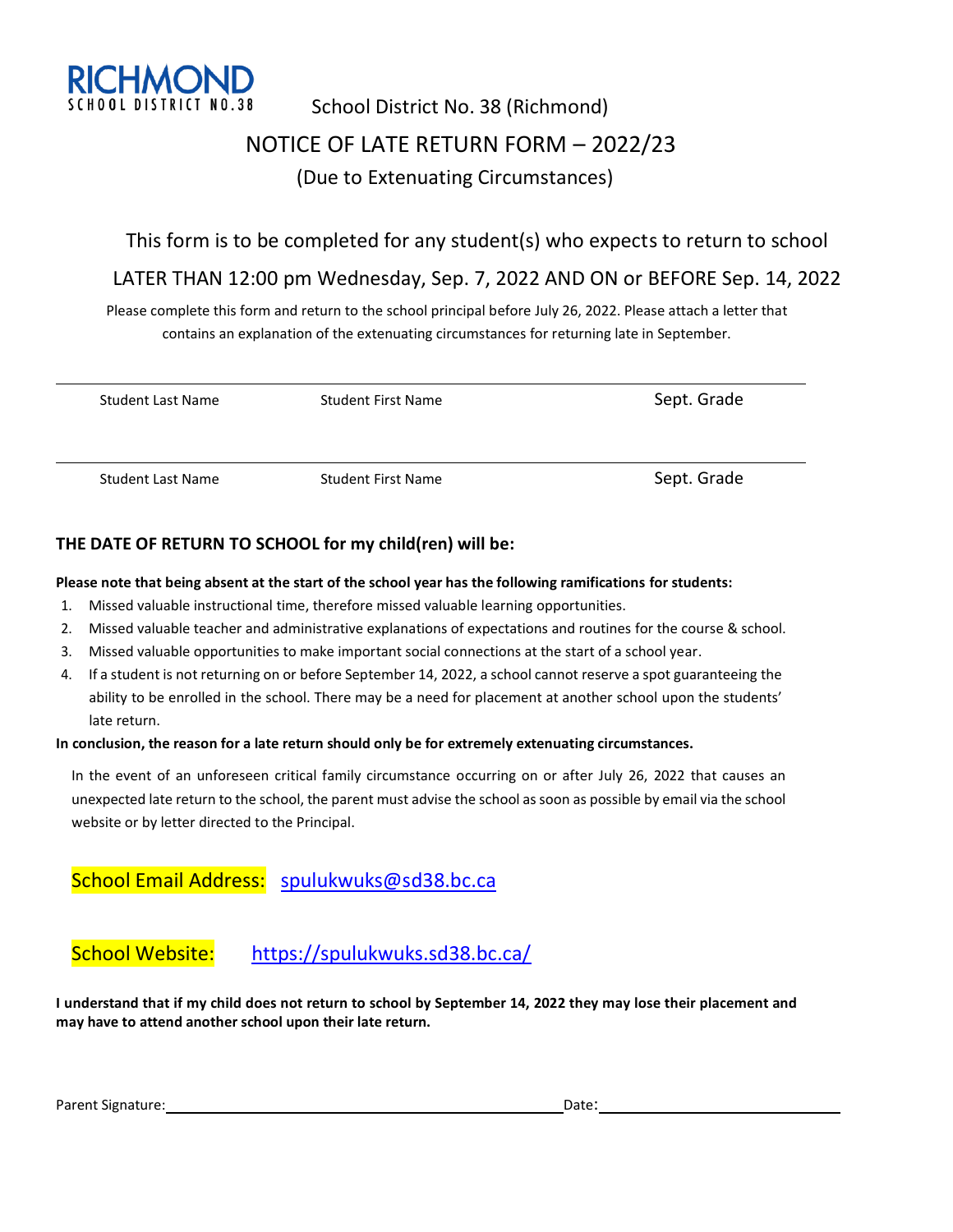RICHMOND
SCHOOL DISTRICT NO.38

School District No. 38 (Richmond)

# NOTICE OF LATE RETURN FORM – 2022/23

## (Due to Extenuating Circumstances)

This form is to be completed for any student(s) who expects to return to school

LATER THAN 12:00 pm Wednesday, Sep. 7, 2022 AND ON or BEFORE Sep. 14, 2022

Please complete this form and return to the school principal before July 26, 2022. Please attach a letter that contains an explanation of the extenuating circumstances for returning late in September.

| Student Last Name | Student First Name | Sept. Grade |
|---|---|---|
| | | |
| Student Last Name | Student First Name | Sept. Grade |

**THE DATE OF RETURN TO SCHOOL for my child(ren) will be:**

**Please note that being absent at the start of the school year has the following ramifications for students:**

1. Missed valuable instructional time, therefore missed valuable learning opportunities.
2. Missed valuable teacher and administrative explanations of expectations and routines for the course & school.
3. Missed valuable opportunities to make important social connections at the start of a school year.
4. If a student is not returning on or before September 14, 2022, a school cannot reserve a spot guaranteeing the ability to be enrolled in the school. There may be a need for placement at another school upon the students' late return.

**In conclusion, the reason for a late return should only be for extremely extenuating circumstances.**

In the event of an unforeseen critical family circumstance occurring on or after July 26, 2022 that causes an unexpected late return to the school, the parent must advise the school as soon as possible by email via the school website or by letter directed to the Principal.

School Email Address: spulukwuks@sd38.bc.ca

School Website: https://spulukwuks.sd38.bc.ca/

**I understand that if my child does not return to school by September 14, 2022 they may lose their placement and may have to attend another school upon their late return.**

Parent Signature:\_\_\_\_\_\_\_\_\_\_\_\_\_\_\_\_\_\_\_\_\_\_\_\_\_\_\_\_ Date:\_\_\_\_\_\_\_\_\_\_\_\_\_\_\_\_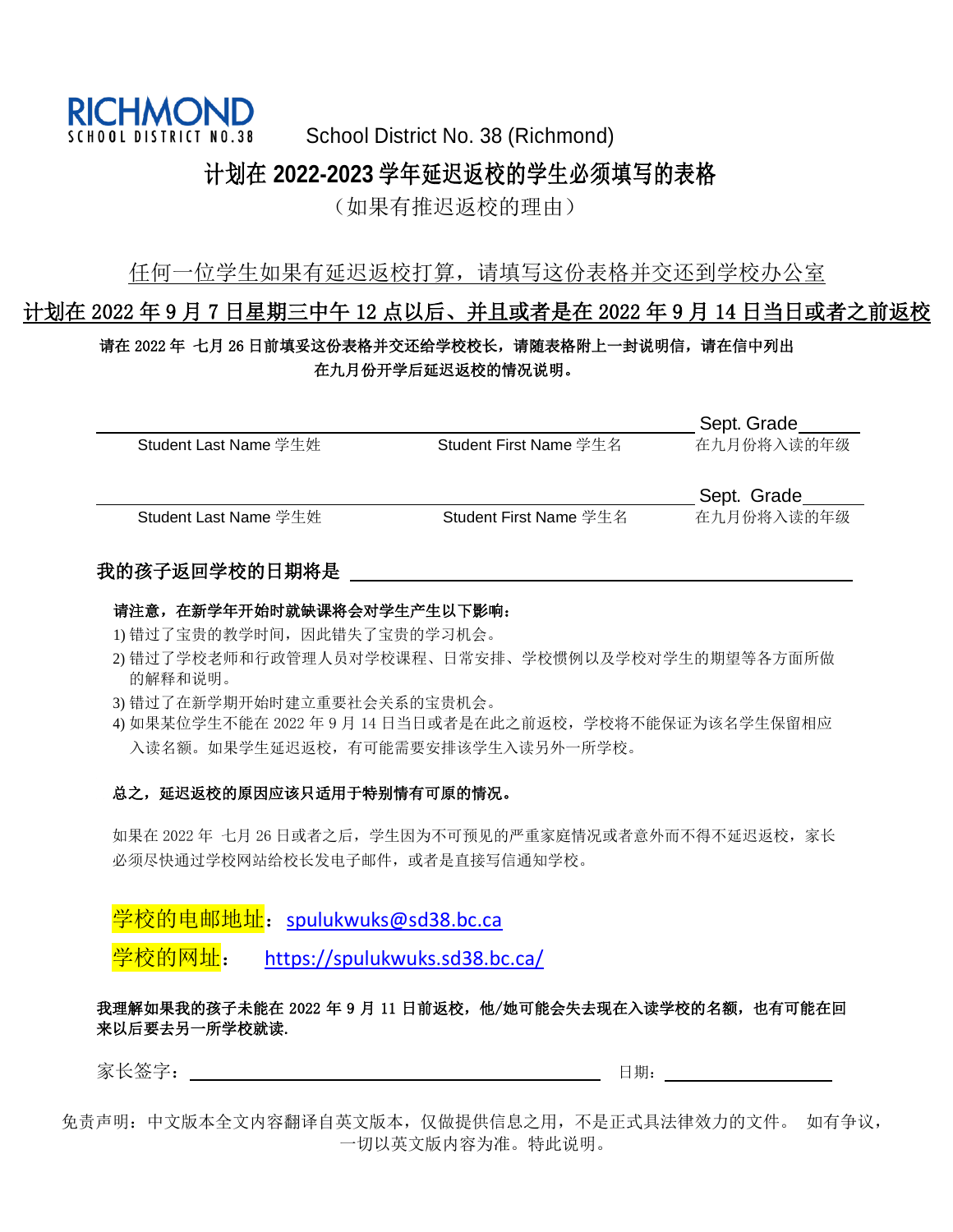**RICHMOND**
SCHOOL DISTRICT NO.38

School District No. 38 (Richmond)

# 计划在 2022-2023 学年延迟返校的学生必须填写的表格

（如果有推迟返校的理由）

任何一位学生如果有延迟返校打算，请填写这份表格并交还到学校办公室

**计划在 2022 年 9 月 7 日星期三中午 12 点以后、并且或者是在 2022 年 9 月 14 日当日或者之前返校**

**请在 2022 年 七月 26 日前填妥这份表格并交还给学校校长，请随表格附上一封说明信，请在信中列出在九月份开学后延迟返校的情况说明。**

| Student Last Name 学生姓 | Student First Name 学生名 | Sept. Grade______ 在九月份将入读的年级 |
| --- | --- | --- |
| Student Last Name 学生姓 | Student First Name 学生名 | Sept. Grade______ 在九月份将入读的年级 |

**我的孩子返回学校的日期将是** ______________________________

**请注意，在新学年开始时就缺课将会对学生产生以下影响：**

1) 错过了宝贵的教学时间，因此错失了宝贵的学习机会。
2) 错过了学校老师和行政管理人员对学校课程、日常安排、学校惯例以及学校对学生的期望等各方面所做的解释和说明。
3) 错过了在新学期开始时建立重要社会关系的宝贵机会。
4) 如果某位学生不能在 2022 年 9 月 14 日当日或者是在此之前返校，学校将不能保证为该名学生保留相应入读名额。如果学生延迟返校，有可能需要安排该学生入读另外一所学校。

**总之，延迟返校的原因应该只适用于特别情有可原的情况。**

如果在 2022 年 七月 26 日或者之后，学生因为不可预见的严重家庭情况或者意外而不得不延迟返校，家长必须尽快通过学校网站给校长发电子邮件，或者是直接写信通知学校。

学校的电邮地址：spulukwuks@sd38.bc.ca

学校的网址： https://spulukwuks.sd38.bc.ca/

**我理解如果我的孩子未能在 2022 年 9 月 11 日前返校，他/她可能会失去现在入读学校的名额，也有可能在回来以后要去另一所学校就读.**

家长签字：______________________________ 日期：______________

免责声明：中文版本全文内容翻译自英文版本，仅做提供信息之用，不是正式具法律效力的文件。 如有争议，一切以英文版内容为准。特此说明。